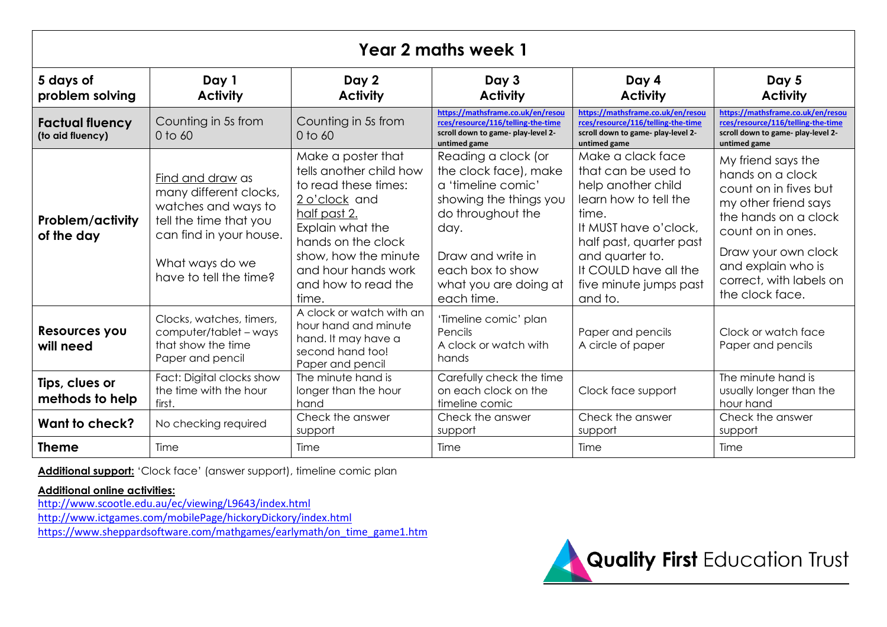# Year 2 maths week 1

| 5 days of problem solving | Day 1 Activity | Day 2 Activity | Day 3 Activity | Day 4 Activity | Day 5 Activity |
|---|---|---|---|---|---|
| **Factual fluency** (to aid fluency) | Counting in 5s from 0 to 60 | Counting in 5s from 0 to 60 | https://mathsframe.co.uk/en/resources/resource/116/telling-the-time **scroll down to game- play-level 2- untimed game** | https://mathsframe.co.uk/en/resources/resource/116/telling-the-time **scroll down to game- play-level 2- untimed game** | https://mathsframe.co.uk/en/resources/resource/116/telling-the-time **scroll down to game- play-level 2- untimed game** |
| **Problem/activity of the day** | Find and draw as many different clocks, watches and ways to tell the time that you can find in your house. What ways do we have to tell the time? | Make a poster that tells another child how to read these times: 2 o'clock and half past 2. Explain what the hands on the clock show, how the minute and hour hands work and how to read the time. | Reading a clock (or the clock face), make a 'timeline comic' showing the things you do throughout the day. Draw and write in each box to show what you are doing at each time. | Make a clack face that can be used to help another child learn how to tell the time. It MUST have o'clock, half past, quarter past and quarter to. It COULD have all the five minute jumps past and to. | My friend says the hands on a clock count on in fives but my other friend says the hands on a clock count on in ones. Draw your own clock and explain who is correct, with labels on the clock face. |
| **Resources you will need** | Clocks, watches, timers, computer/tablet – ways that show the time Paper and pencil | A clock or watch with an hour hand and minute hand. It may have a second hand too! Paper and pencil | 'Timeline comic' plan Pencils A clock or watch with hands | Paper and pencils A circle of paper | Clock or watch face Paper and pencils |
| **Tips, clues or methods to help** | Fact: Digital clocks show the time with the hour first. | The minute hand is longer than the hour hand | Carefully check the time on each clock on the timeline comic | Clock face support | The minute hand is usually longer than the hour hand |
| **Want to check?** | No checking required | Check the answer support | Check the answer support | Check the answer support | Check the answer support |
| **Theme** | Time | Time | Time | Time | Time |

**Additional support:** 'Clock face' (answer support), timeline comic plan

**Additional online activities:**

http://www.scootle.edu.au/ec/viewing/L9643/index.html
http://www.ictgames.com/mobilePage/hickoryDickory/index.html
https://www.sheppardsoftware.com/mathgames/earlymath/on_time_game1.htm

**Quality First** Education Trust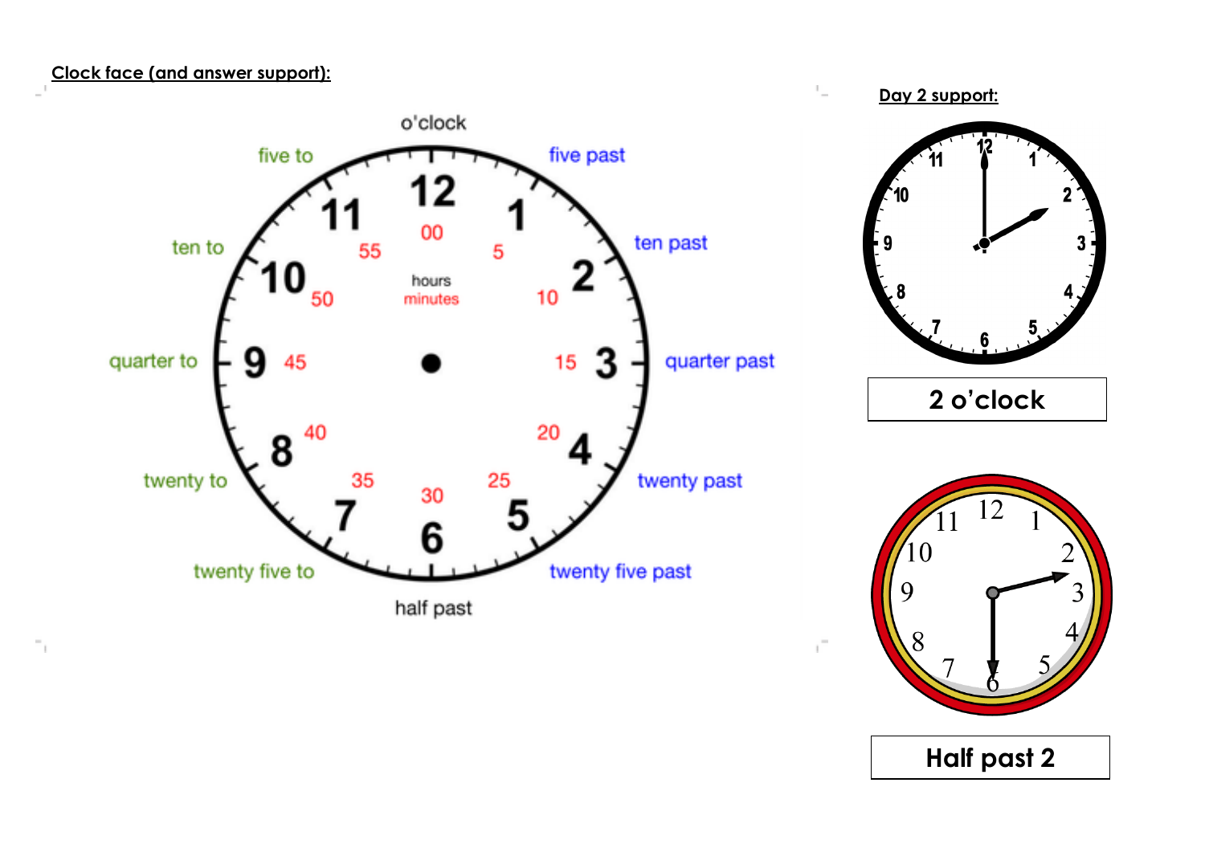**Clock face (and answer support):**

o'clock

five to

five past

ten to

ten past

quarter to

quarter past

twenty to

twenty past

twenty five to

twenty five past

half past

12 1 2 3 4 5 6 7 8 9 10 11

00 5 10 15 20 25 30 35 40 45 50 55

hours

minutes

**Day 2 support:**

2 o'clock

Half past 2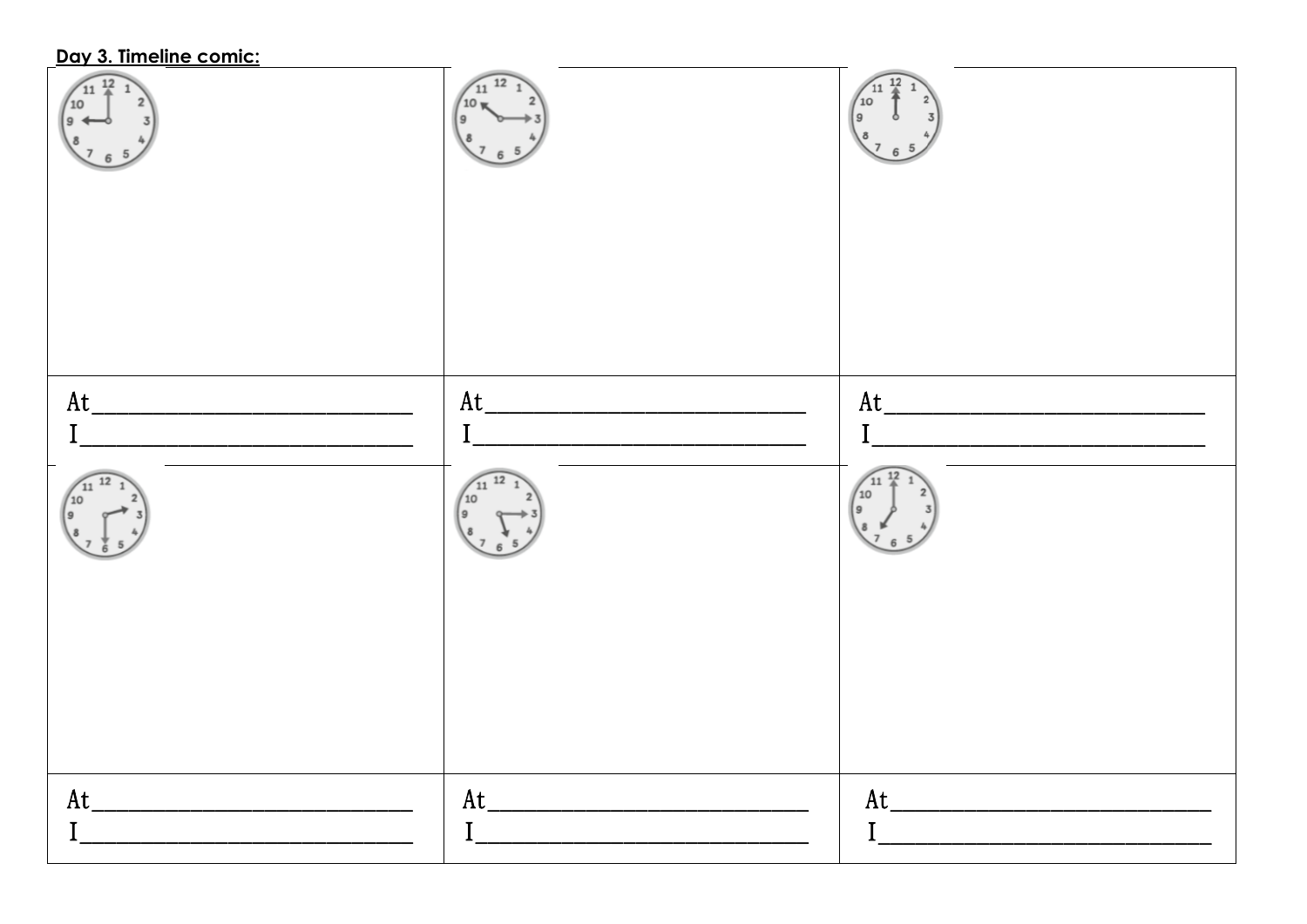**Day 3. Timeline comic:**

| | | |
|---|---|---|
| | | |
| At\_\_\_\_\_\_\_\_\_\_\_\_\_\_\_\_\_\_\_\_\_\_\_\_\_\_\_\_ I\_\_\_\_\_\_\_\_\_\_\_\_\_\_\_\_\_\_\_\_\_\_\_\_\_\_\_\_\_ | At\_\_\_\_\_\_\_\_\_\_\_\_\_\_\_\_\_\_\_\_\_\_\_\_\_\_\_\_ I\_\_\_\_\_\_\_\_\_\_\_\_\_\_\_\_\_\_\_\_\_\_\_\_\_\_\_\_\_ | At\_\_\_\_\_\_\_\_\_\_\_\_\_\_\_\_\_\_\_\_\_\_\_\_\_\_\_\_ I\_\_\_\_\_\_\_\_\_\_\_\_\_\_\_\_\_\_\_\_\_\_\_\_\_\_\_\_\_ |
| | | |
| At\_\_\_\_\_\_\_\_\_\_\_\_\_\_\_\_\_\_\_\_\_\_\_\_\_\_\_\_ I\_\_\_\_\_\_\_\_\_\_\_\_\_\_\_\_\_\_\_\_\_\_\_\_\_\_\_\_\_ | At\_\_\_\_\_\_\_\_\_\_\_\_\_\_\_\_\_\_\_\_\_\_\_\_\_\_\_\_ I\_\_\_\_\_\_\_\_\_\_\_\_\_\_\_\_\_\_\_\_\_\_\_\_\_\_\_\_\_ | At\_\_\_\_\_\_\_\_\_\_\_\_\_\_\_\_\_\_\_\_\_\_\_\_\_\_\_\_ I\_\_\_\_\_\_\_\_\_\_\_\_\_\_\_\_\_\_\_\_\_\_\_\_\_\_\_\_\_ |